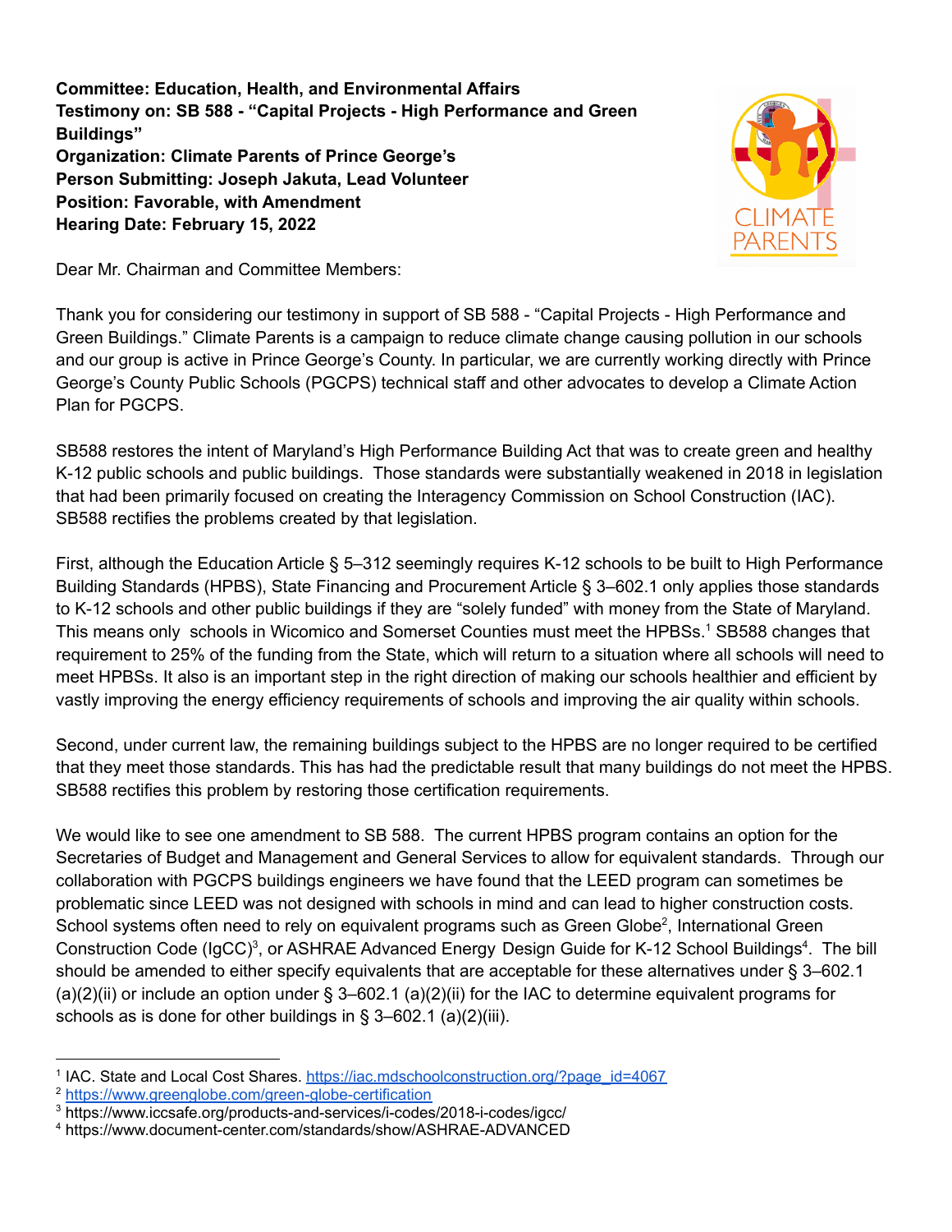**Committee: Education, Health, and Environmental Affairs**
**Testimony on: SB 588 - "Capital Projects - High Performance and Green Buildings"**
**Organization: Climate Parents of Prince George's**
**Person Submitting: Joseph Jakuta, Lead Volunteer**
**Position: Favorable, with Amendment**
**Hearing Date: February 15, 2022**

Dear Mr. Chairman and Committee Members:

Thank you for considering our testimony in support of SB 588 - "Capital Projects - High Performance and Green Buildings." Climate Parents is a campaign to reduce climate change causing pollution in our schools and our group is active in Prince George's County. In particular, we are currently working directly with Prince George's County Public Schools (PGCPS) technical staff and other advocates to develop a Climate Action Plan for PGCPS.

SB588 restores the intent of Maryland's High Performance Building Act that was to create green and healthy K-12 public schools and public buildings. Those standards were substantially weakened in 2018 in legislation that had been primarily focused on creating the Interagency Commission on School Construction (IAC). SB588 rectifies the problems created by that legislation.

First, although the Education Article § 5–312 seemingly requires K-12 schools to be built to High Performance Building Standards (HPBS), State Financing and Procurement Article § 3–602.1 only applies those standards to K-12 schools and other public buildings if they are "solely funded" with money from the State of Maryland. This means only schools in Wicomico and Somerset Counties must meet the HPBSs.[1] SB588 changes that requirement to 25% of the funding from the State, which will return to a situation where all schools will need to meet HPBSs. It also is an important step in the right direction of making our schools healthier and efficient by vastly improving the energy efficiency requirements of schools and improving the air quality within schools.

Second, under current law, the remaining buildings subject to the HPBS are no longer required to be certified that they meet those standards. This has had the predictable result that many buildings do not meet the HPBS. SB588 rectifies this problem by restoring those certification requirements.

We would like to see one amendment to SB 588. The current HPBS program contains an option for the Secretaries of Budget and Management and General Services to allow for equivalent standards. Through our collaboration with PGCPS buildings engineers we have found that the LEED program can sometimes be problematic since LEED was not designed with schools in mind and can lead to higher construction costs. School systems often need to rely on equivalent programs such as Green Globe[2], International Green Construction Code (IgCC)[3], or ASHRAE Advanced Energy Design Guide for K-12 School Buildings[4]. The bill should be amended to either specify equivalents that are acceptable for these alternatives under § 3–602.1 (a)(2)(ii) or include an option under § 3–602.1 (a)(2)(ii) for the IAC to determine equivalent programs for schools as is done for other buildings in § 3–602.1 (a)(2)(iii).

---

[1] IAC. State and Local Cost Shares. https://iac.mdschoolconstruction.org/?page_id=4067
[2] https://www.greenglobe.com/green-globe-certification
[3] https://www.iccsafe.org/products-and-services/i-codes/2018-i-codes/igcc/
[4] https://www.document-center.com/standards/show/ASHRAE-ADVANCED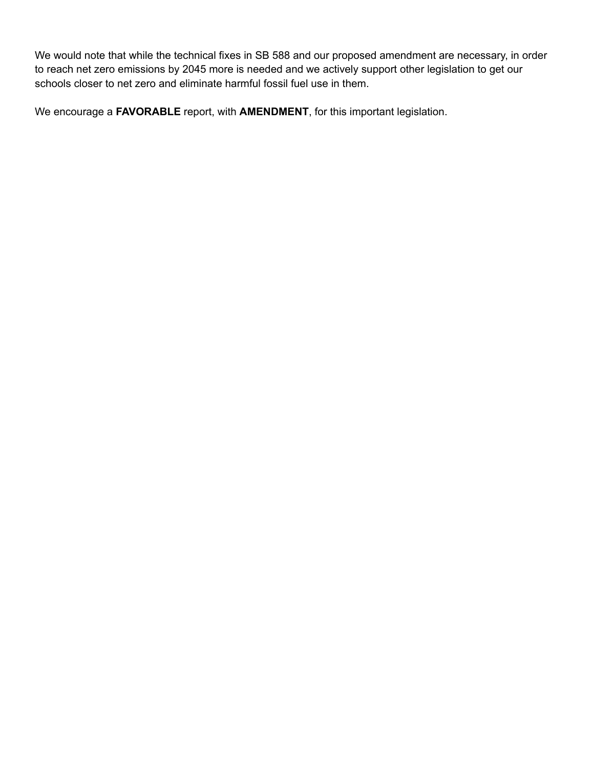We would note that while the technical fixes in SB 588 and our proposed amendment are necessary, in order to reach net zero emissions by 2045 more is needed and we actively support other legislation to get our schools closer to net zero and eliminate harmful fossil fuel use in them.

We encourage a **FAVORABLE** report, with **AMENDMENT**, for this important legislation.